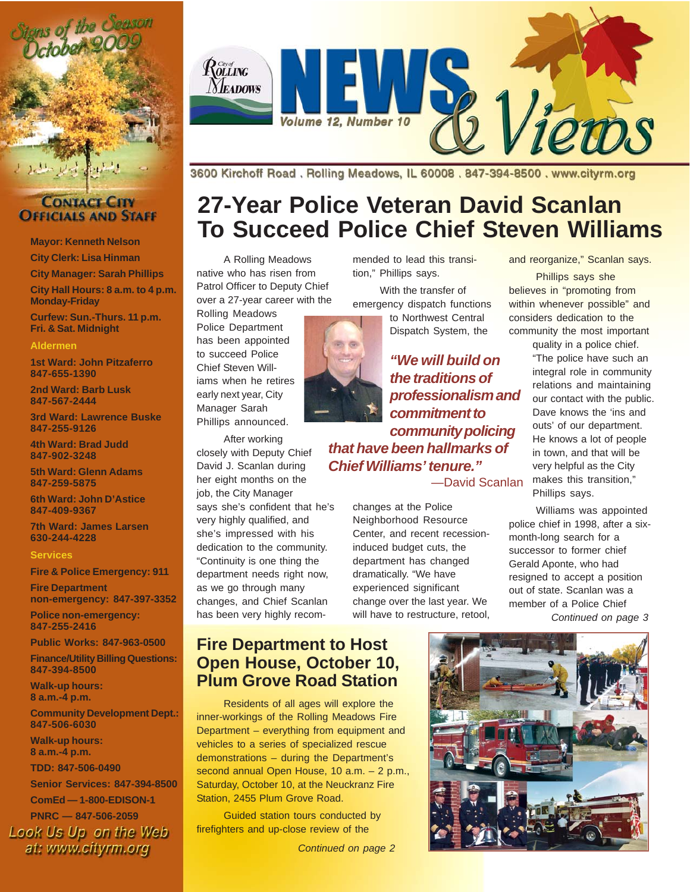Signs of the Season
October 2009

# City of Rolling Meadows NEWS & Views

Volume 12, Number 10

3600 Kirchoff Road . Rolling Meadows, IL 60008 . 847-394-8500 . www.cityrm.org

## Contact City Officials and Staff

**Mayor: Kenneth Nelson**

**City Clerk: Lisa Hinman**

**City Manager: Sarah Phillips**

**City Hall Hours: 8 a.m. to 4 p.m. Monday-Friday**

**Curfew: Sun.-Thurs. 11 p.m. Fri. & Sat. Midnight**

### Aldermen

**1st Ward: John Pitzaferro 847-655-1390**

**2nd Ward: Barb Lusk 847-567-2444**

**3rd Ward: Lawrence Buske 847-255-9126**

**4th Ward: Brad Judd 847-902-3248**

**5th Ward: Glenn Adams 847-259-5875**

**6th Ward: John D'Astice 847-409-9367**

**7th Ward: James Larsen 630-244-4228**

### Services

**Fire & Police Emergency: 911**

**Fire Department non-emergency: 847-397-3352**

**Police non-emergency: 847-255-2416**

**Public Works: 847-963-0500**

**Finance/Utility Billing Questions: 847-394-8500**

**Walk-up hours: 8 a.m.-4 p.m.**

**Community Development Dept.: 847-506-6030**

**Walk-up hours: 8 a.m.-4 p.m.**

**TDD: 847-506-0490**

**Senior Services: 847-394-8500**

**ComEd — 1-800-EDISON-1**

**PNRC — 847-506-2059**

Look Us Up on the Web at: www.cityrm.org

# 27-Year Police Veteran David Scanlan To Succeed Police Chief Steven Williams

A Rolling Meadows native who has risen from Patrol Officer to Deputy Chief over a 27-year career with the Rolling Meadows Police Department has been appointed to succeed Police Chief Steven Williams when he retires early next year, City Manager Sarah Phillips announced.

After working closely with Deputy Chief David J. Scanlan during her eight months on the job, the City Manager says she's confident that he's very highly qualified, and she's impressed with his dedication to the community. "Continuity is one thing the department needs right now, as we go through many changes, and Chief Scanlan has been very highly recommended to lead this transition," Phillips says.

*"We will build on the traditions of professionalism and commitment to community policing that have been hallmarks of Chief Williams' tenure."*
—David Scanlan

With the transfer of emergency dispatch functions to Northwest Central Dispatch System, the changes at the Police Neighborhood Resource Center, and recent recession-induced budget cuts, the department has changed dramatically. "We have experienced significant change over the last year. We will have to restructure, retool, and reorganize," Scanlan says.

Phillips says she believes in "promoting from within whenever possible" and considers dedication to the community the most important quality in a police chief. "The police have such an integral role in community relations and maintaining our contact with the public. Dave knows the 'ins and outs' of our department. He knows a lot of people in town, and that will be very helpful as the City makes this transition," Phillips says.

Williams was appointed police chief in 1998, after a six-month-long search for a successor to former chief Gerald Aponte, who had resigned to accept a position out of state. Scanlan was a member of a Police Chief

*Continued on page 3*

## Fire Department to Host Open House, October 10, Plum Grove Road Station

Residents of all ages will explore the inner-workings of the Rolling Meadows Fire Department – everything from equipment and vehicles to a series of specialized rescue demonstrations – during the Department's second annual Open House, 10 a.m. – 2 p.m., Saturday, October 10, at the Neuckranz Fire Station, 2455 Plum Grove Road.

Guided station tours conducted by firefighters and up-close review of the

*Continued on page 2*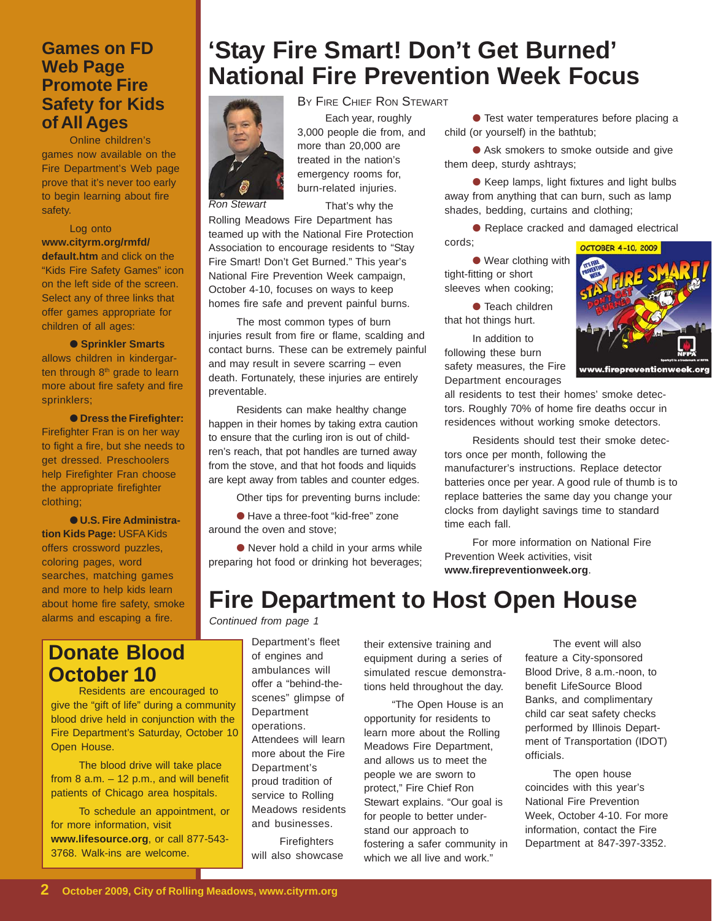## Games on FD Web Page Promote Fire Safety for Kids of All Ages

Online children's games now available on the Fire Department's Web page prove that it's never too early to begin learning about fire safety.

Log onto **www.cityrm.org/rmfd/default.htm** and click on the "Kids Fire Safety Games" icon on the left side of the screen. Select any of three links that offer games appropriate for children of all ages:

- **Sprinkler Smarts** allows children in kindergarten through 8th grade to learn more about fire safety and fire sprinklers;
- **Dress the Firefighter:** Firefighter Fran is on her way to fight a fire, but she needs to get dressed. Preschoolers help Firefighter Fran choose the appropriate firefighter clothing;
- **U.S. Fire Administration Kids Page:** USFA Kids offers crossword puzzles, coloring pages, word searches, matching games and more to help kids learn about home fire safety, smoke alarms and escaping a fire.

## Donate Blood October 10

Residents are encouraged to give the "gift of life" during a community blood drive held in conjunction with the Fire Department's Saturday, October 10 Open House.

The blood drive will take place from 8 a.m. – 12 p.m., and will benefit patients of Chicago area hospitals.

To schedule an appointment, or for more information, visit **www.lifesource.org**, or call 877-543-3768. Walk-ins are welcome.

# 'Stay Fire Smart! Don't Get Burned' National Fire Prevention Week Focus

*Ron Stewart*

BY FIRE CHIEF RON STEWART

Each year, roughly 3,000 people die from, and more than 20,000 are treated in the nation's emergency rooms for, burn-related injuries.

That's why the Rolling Meadows Fire Department has teamed up with the National Fire Protection Association to encourage residents to "Stay Fire Smart! Don't Get Burned." This year's National Fire Prevention Week campaign, October 4-10, focuses on ways to keep homes fire safe and prevent painful burns.

The most common types of burn injuries result from fire or flame, scalding and contact burns. These can be extremely painful and may result in severe scarring – even death. Fortunately, these injuries are entirely preventable.

Residents can make healthy change happen in their homes by taking extra caution to ensure that the curling iron is out of children's reach, that pot handles are turned away from the stove, and that hot foods and liquids are kept away from tables and counter edges.

Other tips for preventing burns include:

- Have a three-foot "kid-free" zone around the oven and stove;
- Never hold a child in your arms while preparing hot food or drinking hot beverages;
- Test water temperatures before placing a child (or yourself) in the bathtub;
- Ask smokers to smoke outside and give them deep, sturdy ashtrays;
- Keep lamps, light fixtures and light bulbs away from anything that can burn, such as lamp shades, bedding, curtains and clothing;
- Replace cracked and damaged electrical cords;
- Wear clothing with tight-fitting or short sleeves when cooking;
- Teach children that hot things hurt.

OCTOBER 4-10, 2009 — STAY FIRE SMART! DON'T GET BURNED — www.firepreventionweek.org

In addition to following these burn safety measures, the Fire Department encourages all residents to test their homes' smoke detectors. Roughly 70% of home fire deaths occur in residences without working smoke detectors.

Residents should test their smoke detectors once per month, following the manufacturer's instructions. Replace detector batteries once per year. A good rule of thumb is to replace batteries the same day you change your clocks from daylight savings time to standard time each fall.

For more information on National Fire Prevention Week activities, visit **www.firepreventionweek.org**.

# Fire Department to Host Open House

*Continued from page 1*

Department's fleet of engines and ambulances will offer a "behind-the-scenes" glimpse of Department operations. Attendees will learn more about the Fire Department's proud tradition of service to Rolling Meadows residents and businesses.

Firefighters will also showcase their extensive training and equipment during a series of simulated rescue demonstrations held throughout the day.

"The Open House is an opportunity for residents to learn more about the Rolling Meadows Fire Department, and allows us to meet the people we are sworn to protect," Fire Chief Ron Stewart explains. "Our goal is for people to better understand our approach to fostering a safer community in which we all live and work."

The event will also feature a City-sponsored Blood Drive, 8 a.m.-noon, to benefit LifeSource Blood Banks, and complimentary child car seat safety checks performed by Illinois Department of Transportation (IDOT) officials.

The open house coincides with this year's National Fire Prevention Week, October 4-10. For more information, contact the Fire Department at 847-397-3352.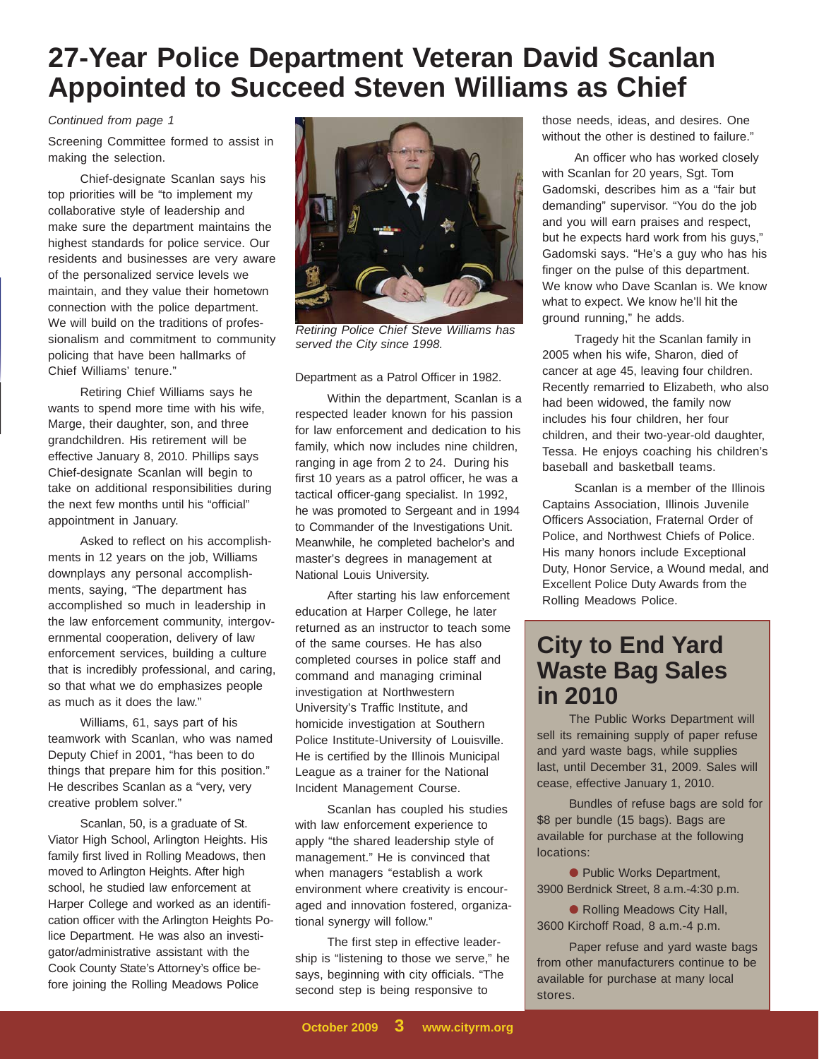# 27-Year Police Department Veteran David Scanlan Appointed to Succeed Steven Williams as Chief

*Continued from page 1*

Screening Committee formed to assist in making the selection.

Chief-designate Scanlan says his top priorities will be "to implement my collaborative style of leadership and make sure the department maintains the highest standards for police service. Our residents and businesses are very aware of the personalized service levels we maintain, and they value their hometown connection with the police department. We will build on the traditions of professionalism and commitment to community policing that have been hallmarks of Chief Williams' tenure."

Retiring Chief Williams says he wants to spend more time with his wife, Marge, their daughter, son, and three grandchildren. His retirement will be effective January 8, 2010. Phillips says Chief-designate Scanlan will begin to take on additional responsibilities during the next few months until his "official" appointment in January.

Asked to reflect on his accomplishments in 12 years on the job, Williams downplays any personal accomplishments, saying, "The department has accomplished so much in leadership in the law enforcement community, intergovernmental cooperation, delivery of law enforcement services, building a culture that is incredibly professional, and caring, so that what we do emphasizes people as much as it does the law."

Williams, 61, says part of his teamwork with Scanlan, who was named Deputy Chief in 2001, "has been to do things that prepare him for this position." He describes Scanlan as a "very, very creative problem solver."

Scanlan, 50, is a graduate of St. Viator High School, Arlington Heights. His family first lived in Rolling Meadows, then moved to Arlington Heights. After high school, he studied law enforcement at Harper College and worked as an identification officer with the Arlington Heights Police Department. He was also an investigator/administrative assistant with the Cook County State's Attorney's office before joining the Rolling Meadows Police Department as a Patrol Officer in 1982.

*Retiring Police Chief Steve Williams has served the City since 1998.*

Within the department, Scanlan is a respected leader known for his passion for law enforcement and dedication to his family, which now includes nine children, ranging in age from 2 to 24. During his first 10 years as a patrol officer, he was a tactical officer-gang specialist. In 1992, he was promoted to Sergeant and in 1994 to Commander of the Investigations Unit. Meanwhile, he completed bachelor's and master's degrees in management at National Louis University.

After starting his law enforcement education at Harper College, he later returned as an instructor to teach some of the same courses. He has also completed courses in police staff and command and managing criminal investigation at Northwestern University's Traffic Institute, and homicide investigation at Southern Police Institute-University of Louisville. He is certified by the Illinois Municipal League as a trainer for the National Incident Management Course.

Scanlan has coupled his studies with law enforcement experience to apply "the shared leadership style of management." He is convinced that when managers "establish a work environment where creativity is encouraged and innovation fostered, organizational synergy will follow."

The first step in effective leadership is "listening to those we serve," he says, beginning with city officials. "The second step is being responsive to those needs, ideas, and desires. One without the other is destined to failure."

An officer who has worked closely with Scanlan for 20 years, Sgt. Tom Gadomski, describes him as a "fair but demanding" supervisor. "You do the job and you will earn praises and respect, but he expects hard work from his guys," Gadomski says. "He's a guy who has his finger on the pulse of this department. We know who Dave Scanlan is. We know what to expect. We know he'll hit the ground running," he adds.

Tragedy hit the Scanlan family in 2005 when his wife, Sharon, died of cancer at age 45, leaving four children. Recently remarried to Elizabeth, who also had been widowed, the family now includes his four children, her four children, and their two-year-old daughter, Tessa. He enjoys coaching his children's baseball and basketball teams.

Scanlan is a member of the Illinois Captains Association, Illinois Juvenile Officers Association, Fraternal Order of Police, and Northwest Chiefs of Police. His many honors include Exceptional Duty, Honor Service, a Wound medal, and Excellent Police Duty Awards from the Rolling Meadows Police.

## City to End Yard Waste Bag Sales in 2010

The Public Works Department will sell its remaining supply of paper refuse and yard waste bags, while supplies last, until December 31, 2009. Sales will cease, effective January 1, 2010.

Bundles of refuse bags are sold for $8 per bundle (15 bags). Bags are available for purchase at the following locations:

- Public Works Department, 3900 Berdnick Street, 8 a.m.-4:30 p.m.
- Rolling Meadows City Hall, 3600 Kirchoff Road, 8 a.m.-4 p.m.

Paper refuse and yard waste bags from other manufacturers continue to be available for purchase at many local stores.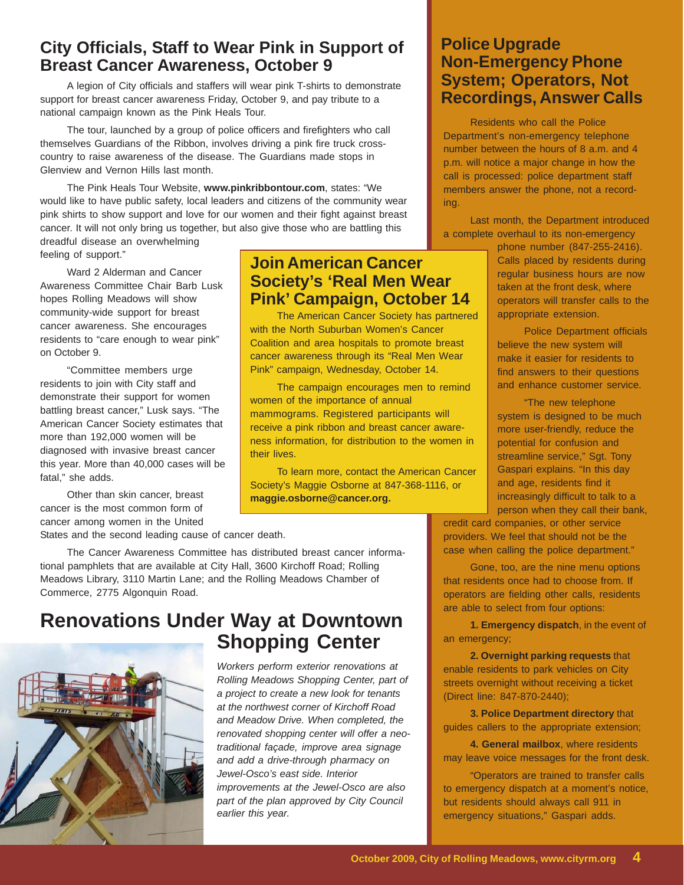## City Officials, Staff to Wear Pink in Support of Breast Cancer Awareness, October 9

A legion of City officials and staffers will wear pink T-shirts to demonstrate support for breast cancer awareness Friday, October 9, and pay tribute to a national campaign known as the Pink Heals Tour.

The tour, launched by a group of police officers and firefighters who call themselves Guardians of the Ribbon, involves driving a pink fire truck cross-country to raise awareness of the disease. The Guardians made stops in Glenview and Vernon Hills last month.

The Pink Heals Tour Website, **www.pinkribbontour.com**, states: "We would like to have public safety, local leaders and citizens of the community wear pink shirts to show support and love for our women and their fight against breast cancer. It will not only bring us together, but also give those who are battling this dreadful disease an overwhelming feeling of support."

Ward 2 Alderman and Cancer Awareness Committee Chair Barb Lusk hopes Rolling Meadows will show community-wide support for breast cancer awareness. She encourages residents to "care enough to wear pink" on October 9.

"Committee members urge residents to join with City staff and demonstrate their support for women battling breast cancer," Lusk says. "The American Cancer Society estimates that more than 192,000 women will be diagnosed with invasive breast cancer this year. More than 40,000 cases will be fatal," she adds.

Other than skin cancer, breast cancer is the most common form of cancer among women in the United States and the second leading cause of cancer death.

The Cancer Awareness Committee has distributed breast cancer informational pamphlets that are available at City Hall, 3600 Kirchoff Road; Rolling Meadows Library, 3110 Martin Lane; and the Rolling Meadows Chamber of Commerce, 2775 Algonquin Road.

## Join American Cancer Society's 'Real Men Wear Pink' Campaign, October 14

The American Cancer Society has partnered with the North Suburban Women's Cancer Coalition and area hospitals to promote breast cancer awareness through its "Real Men Wear Pink" campaign, Wednesday, October 14.

The campaign encourages men to remind women of the importance of annual mammograms. Registered participants will receive a pink ribbon and breast cancer awareness information, for distribution to the women in their lives.

To learn more, contact the American Cancer Society's Maggie Osborne at 847-368-1116, or **maggie.osborne@cancer.org.**

## Renovations Under Way at Downtown Shopping Center

*Workers perform exterior renovations at Rolling Meadows Shopping Center, part of a project to create a new look for tenants at the northwest corner of Kirchoff Road and Meadow Drive. When completed, the renovated shopping center will offer a neo-traditional façade, improve area signage and add a drive-through pharmacy on Jewel-Osco's east side. Interior improvements at the Jewel-Osco are also part of the plan approved by City Council earlier this year.*

## Police Upgrade Non-Emergency Phone System; Operators, Not Recordings, Answer Calls

Residents who call the Police Department's non-emergency telephone number between the hours of 8 a.m. and 4 p.m. will notice a major change in how the call is processed: police department staff members answer the phone, not a recording.

Last month, the Department introduced a complete overhaul to its non-emergency phone number (847-255-2416). Calls placed by residents during regular business hours are now taken at the front desk, where operators will transfer calls to the appropriate extension.

Police Department officials believe the new system will make it easier for residents to find answers to their questions and enhance customer service.

"The new telephone system is designed to be much more user-friendly, reduce the potential for confusion and streamline service," Sgt. Tony Gaspari explains. "In this day and age, residents find it increasingly difficult to talk to a person when they call their bank, credit card companies, or other service providers. We feel that should not be the case when calling the police department."

Gone, too, are the nine menu options that residents once had to choose from. If operators are fielding other calls, residents are able to select from four options:

**1. Emergency dispatch**, in the event of an emergency;

**2. Overnight parking requests** that enable residents to park vehicles on City streets overnight without receiving a ticket (Direct line: 847-870-2440);

**3. Police Department directory** that guides callers to the appropriate extension;

**4. General mailbox**, where residents may leave voice messages for the front desk.

"Operators are trained to transfer calls to emergency dispatch at a moment's notice, but residents should always call 911 in emergency situations," Gaspari adds.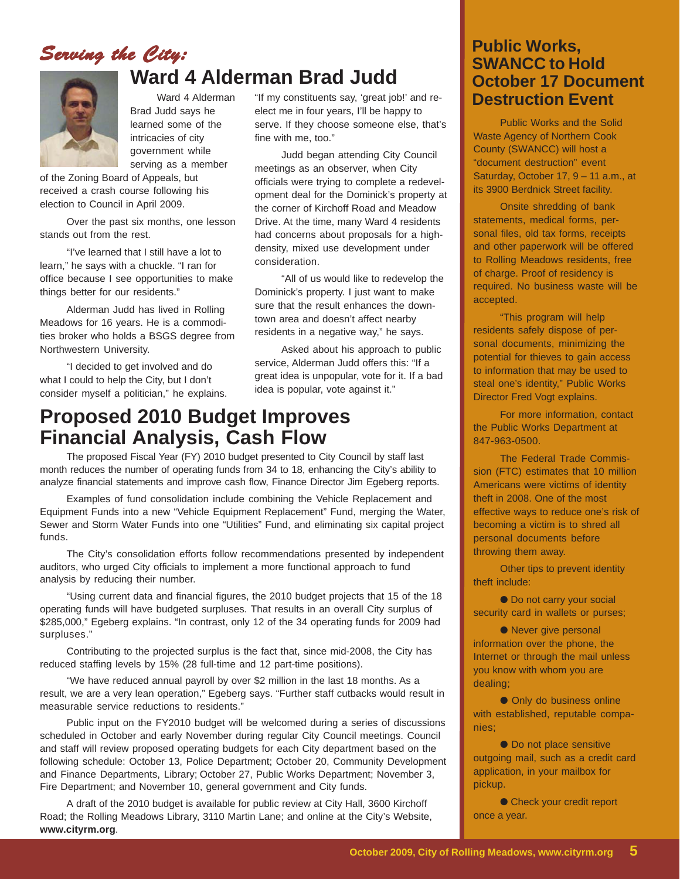*Serving the City:*

# Ward 4 Alderman Brad Judd

Ward 4 Alderman Brad Judd says he learned some of the intricacies of city government while serving as a member of the Zoning Board of Appeals, but received a crash course following his election to Council in April 2009.

Over the past six months, one lesson stands out from the rest.

"I've learned that I still have a lot to learn," he says with a chuckle. "I ran for office because I see opportunities to make things better for our residents."

Alderman Judd has lived in Rolling Meadows for 16 years. He is a commodities broker who holds a BSGS degree from Northwestern University.

"I decided to get involved and do what I could to help the City, but I don't consider myself a politician," he explains. "If my constituents say, 'great job!' and re-elect me in four years, I'll be happy to serve. If they choose someone else, that's fine with me, too."

Judd began attending City Council meetings as an observer, when City officials were trying to complete a redevelopment deal for the Dominick's property at the corner of Kirchoff Road and Meadow Drive. At the time, many Ward 4 residents had concerns about proposals for a high-density, mixed use development under consideration.

"All of us would like to redevelop the Dominick's property. I just want to make sure that the result enhances the downtown area and doesn't affect nearby residents in a negative way," he says.

Asked about his approach to public service, Alderman Judd offers this: "If a great idea is unpopular, vote for it. If a bad idea is popular, vote against it."

# Proposed 2010 Budget Improves Financial Analysis, Cash Flow

The proposed Fiscal Year (FY) 2010 budget presented to City Council by staff last month reduces the number of operating funds from 34 to 18, enhancing the City's ability to analyze financial statements and improve cash flow, Finance Director Jim Egeberg reports.

Examples of fund consolidation include combining the Vehicle Replacement and Equipment Funds into a new "Vehicle Equipment Replacement" Fund, merging the Water, Sewer and Storm Water Funds into one "Utilities" Fund, and eliminating six capital project funds.

The City's consolidation efforts follow recommendations presented by independent auditors, who urged City officials to implement a more functional approach to fund analysis by reducing their number.

"Using current data and financial figures, the 2010 budget projects that 15 of the 18 operating funds will have budgeted surpluses. That results in an overall City surplus of $285,000," Egeberg explains. "In contrast, only 12 of the 34 operating funds for 2009 had surpluses."

Contributing to the projected surplus is the fact that, since mid-2008, the City has reduced staffing levels by 15% (28 full-time and 12 part-time positions).

"We have reduced annual payroll by over $2 million in the last 18 months. As a result, we are a very lean operation," Egeberg says. "Further staff cutbacks would result in measurable service reductions to residents."

Public input on the FY2010 budget will be welcomed during a series of discussions scheduled in October and early November during regular City Council meetings. Council and staff will review proposed operating budgets for each City department based on the following schedule: October 13, Police Department; October 20, Community Development and Finance Departments, Library; October 27, Public Works Department; November 3, Fire Department; and November 10, general government and City funds.

A draft of the 2010 budget is available for public review at City Hall, 3600 Kirchoff Road; the Rolling Meadows Library, 3110 Martin Lane; and online at the City's Website, **www.cityrm.org**.

## Public Works, SWANCC to Hold October 17 Document Destruction Event

Public Works and the Solid Waste Agency of Northern Cook County (SWANCC) will host a "document destruction" event Saturday, October 17, 9 – 11 a.m., at its 3900 Berdnick Street facility.

Onsite shredding of bank statements, medical forms, personal files, old tax forms, receipts and other paperwork will be offered to Rolling Meadows residents, free of charge. Proof of residency is required. No business waste will be accepted.

"This program will help residents safely dispose of personal documents, minimizing the potential for thieves to gain access to information that may be used to steal one's identity," Public Works Director Fred Vogt explains.

For more information, contact the Public Works Department at 847-963-0500.

The Federal Trade Commission (FTC) estimates that 10 million Americans were victims of identity theft in 2008. One of the most effective ways to reduce one's risk of becoming a victim is to shred all personal documents before throwing them away.

Other tips to prevent identity theft include:

- Do not carry your social security card in wallets or purses;
- Never give personal information over the phone, the Internet or through the mail unless you know with whom you are dealing;
- Only do business online with established, reputable companies;
- Do not place sensitive outgoing mail, such as a credit card application, in your mailbox for pickup.
- Check your credit report once a year.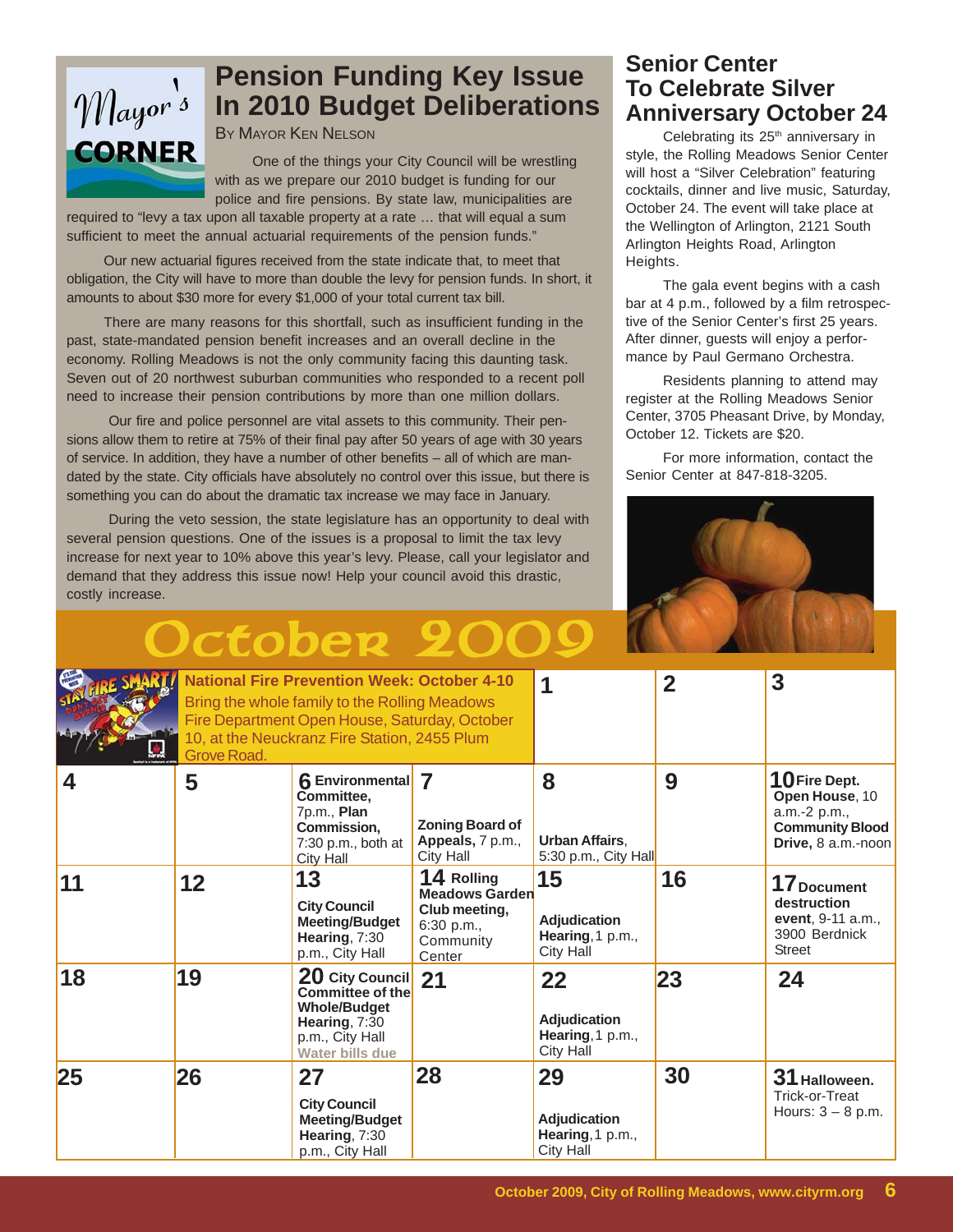## Mayor's Corner

# Pension Funding Key Issue In 2010 Budget Deliberations

By Mayor Ken Nelson

One of the things your City Council will be wrestling with as we prepare our 2010 budget is funding for our police and fire pensions. By state law, municipalities are required to "levy a tax upon all taxable property at a rate … that will equal a sum sufficient to meet the annual actuarial requirements of the pension funds."

Our new actuarial figures received from the state indicate that, to meet that obligation, the City will have to more than double the levy for pension funds. In short, it amounts to about $30 more for every $1,000 of your total current tax bill.

There are many reasons for this shortfall, such as insufficient funding in the past, state-mandated pension benefit increases and an overall decline in the economy. Rolling Meadows is not the only community facing this daunting task. Seven out of 20 northwest suburban communities who responded to a recent poll need to increase their pension contributions by more than one million dollars.

Our fire and police personnel are vital assets to this community. Their pensions allow them to retire at 75% of their final pay after 50 years of age with 30 years of service. In addition, they have a number of other benefits – all of which are mandated by the state. City officials have absolutely no control over this issue, but there is something you can do about the dramatic tax increase we may face in January.

During the veto session, the state legislature has an opportunity to deal with several pension questions. One of the issues is a proposal to limit the tax levy increase for next year to 10% above this year's levy. Please, call your legislator and demand that they address this issue now! Help your council avoid this drastic, costly increase.

# Senior Center To Celebrate Silver Anniversary October 24

Celebrating its 25th anniversary in style, the Rolling Meadows Senior Center will host a "Silver Celebration" featuring cocktails, dinner and live music, Saturday, October 24. The event will take place at the Wellington of Arlington, 2121 South Arlington Heights Road, Arlington Heights.

The gala event begins with a cash bar at 4 p.m., followed by a film retrospective of the Senior Center's first 25 years. After dinner, guests will enjoy a performance by Paul Germano Orchestra.

Residents planning to attend may register at the Rolling Meadows Senior Center, 3705 Pheasant Drive, by Monday, October 12. Tickets are $20.

For more information, contact the Senior Center at 847-818-3205.

# October 2009

| | | | | | | |
|---|---|---|---|---|---|---|
| STAY FIRE SMART! DON'T GET BURNED | **National Fire Prevention Week: October 4-10** Bring the whole family to the Rolling Meadows Fire Department Open House, Saturday, October 10, at the Neuckranz Fire Station, 2455 Plum Grove Road. | | | 1 | 2 | 3 |
| 4 | 5 | 6 **Environmental Committee,** 7p.m., **Plan Commission,** 7:30 p.m., both at City Hall | 7 **Zoning Board of Appeals,** 7 p.m., City Hall | 8 **Urban Affairs**, 5:30 p.m., City Hall | 9 | 10 **Fire Dept. Open House**, 10 a.m.-2 p.m., **Community Blood Drive,** 8 a.m.-noon |
| 11 | 12 | 13 **City Council Meeting/Budget Hearing**, 7:30 p.m., City Hall | 14 **Rolling Meadows Garden Club meeting,** 6:30 p.m., Community Center | 15 **Adjudication Hearing**, 1 p.m., City Hall | 16 | 17 **Document destruction event**, 9-11 a.m., 3900 Berdnick Street |
| 18 | 19 | 20 **City Council Committee of the Whole/Budget Hearing**, 7:30 p.m., City Hall **Water bills due** | 21 | 22 **Adjudication Hearing**, 1 p.m., City Hall | 23 | 24 |
| 25 | 26 | 27 **City Council Meeting/Budget Hearing**, 7:30 p.m., City Hall | 28 | 29 **Adjudication Hearing**, 1 p.m., City Hall | 30 | 31 **Halloween.** Trick-or-Treat Hours: 3 – 8 p.m. |